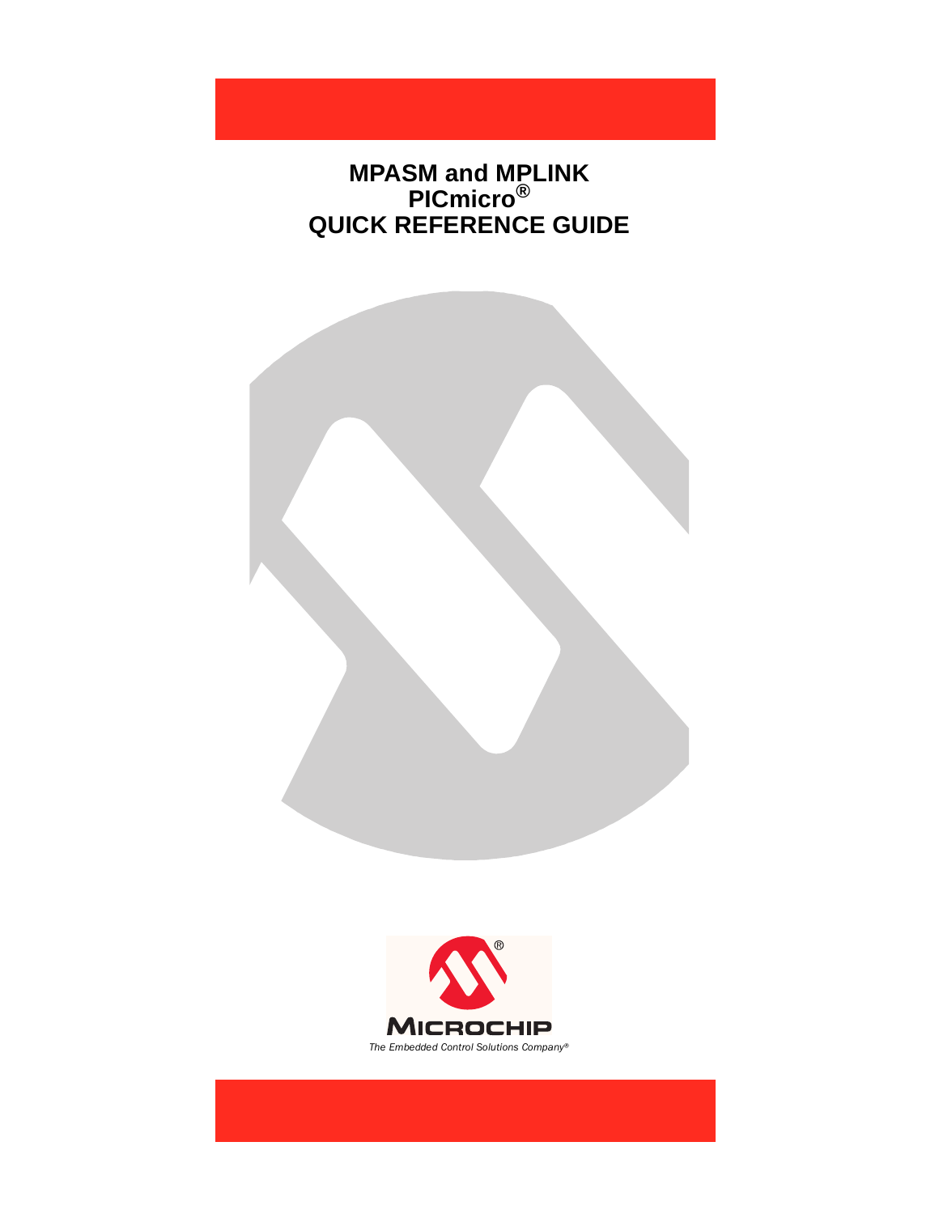# MPASM and MPLINK PICmicro® QUICK REFERENCE GUIDE

MICROCHIP

*The Embedded Control Solutions Company®*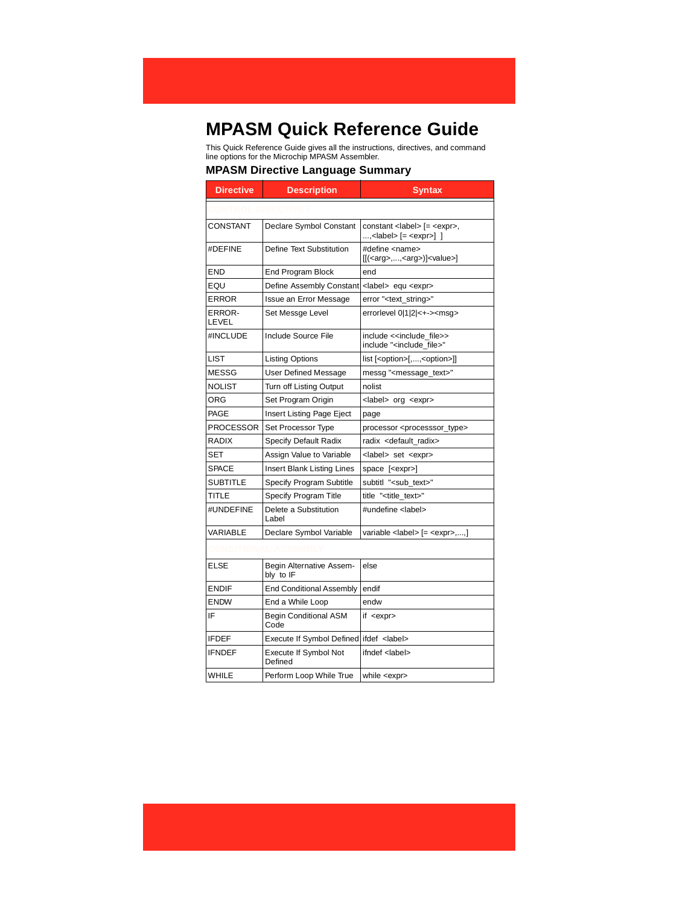# MPASM Quick Reference Guide

This Quick Reference Guide gives all the instructions, directives, and command line options for the Microchip MPASM Assembler.

## MPASM Directive Language Summary

| Directive | Description | Syntax |
|---|---|---|
| CONTROL DIRECTIVES | | |
| CONSTANT | Declare Symbol Constant | constant <label> [= <expr>, ...,<label> [= <expr>] ] |
| #DEFINE | Define Text Substitution | #define <name> [[(<arg>,...,<arg>)]<value>] |
| END | End Program Block | end |
| EQU | Define Assembly Constant | <label> equ <expr> |
| ERROR | Issue an Error Message | error "<text_string>" |
| ERROR-LEVEL | Set Messge Level | errorlevel 0\|1\|2\|<+-><msg> |
| #INCLUDE | Include Source File | include <<include_file>> include "<include_file>" |
| LIST | Listing Options | list [<option>[,...,<option>]] |
| MESSG | User Defined Message | messg "<message_text>" |
| NOLIST | Turn off Listing Output | nolist |
| ORG | Set Program Origin | <label> org <expr> |
| PAGE | Insert Listing Page Eject | page |
| PROCESSOR | Set Processor Type | processor <processsor_type> |
| RADIX | Specify Default Radix | radix <default_radix> |
| SET | Assign Value to Variable | <label> set <expr> |
| SPACE | Insert Blank Listing Lines | space [<expr>] |
| SUBTITLE | Specify Program Subtitle | subtitl "<sub_text>" |
| TITLE | Specify Program Title | title "<title_text>" |
| #UNDEFINE | Delete a Substitution Label | #undefine <label> |
| VARIABLE | Declare Symbol Variable | variable <label> [= <expr>,...,] |
| CONDITIONAL ASSEMBLY | | |
| ELSE | Begin Alternative Assembly to IF | else |
| ENDIF | End Conditional Assembly | endif |
| ENDW | End a While Loop | endw |
| IF | Begin Conditional ASM Code | if <expr> |
| IFDEF | Execute If Symbol Defined | ifdef <label> |
| IFNDEF | Execute If Symbol Not Defined | ifndef <label> |
| WHILE | Perform Loop While True | while <expr> |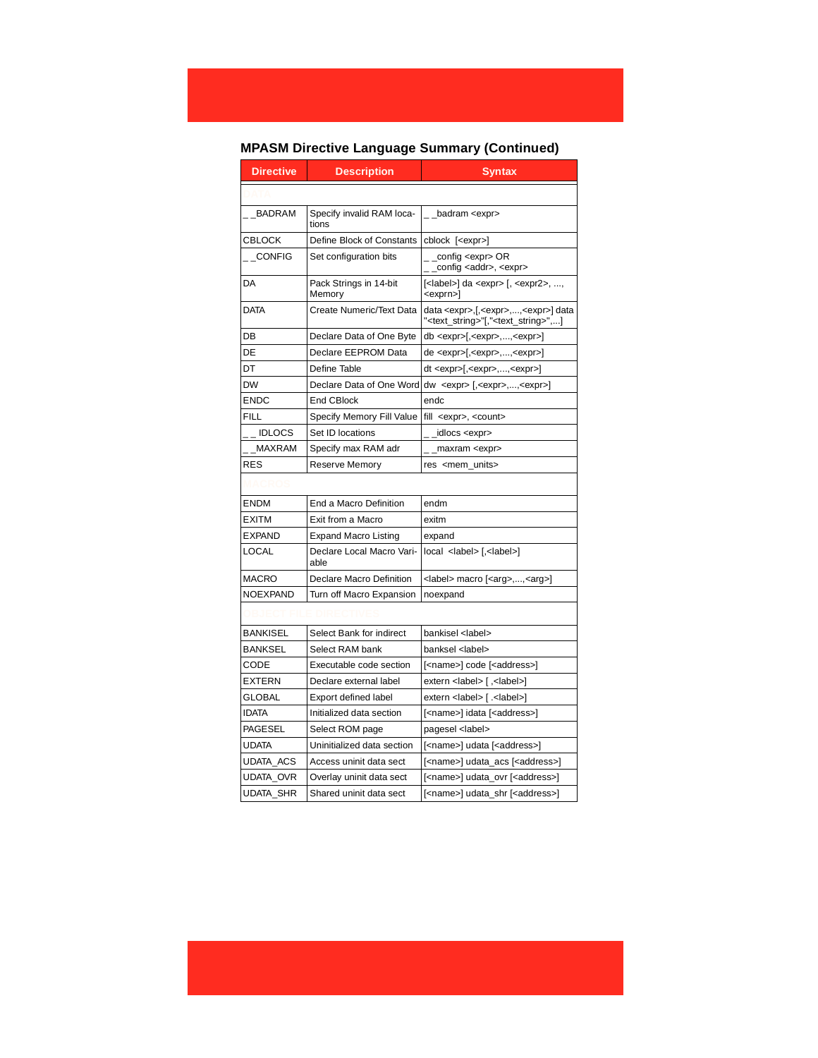## MPASM Directive Language Summary (Continued)

| Directive | Description | Syntax |
|---|---|---|
| DATA | | |
| _ _BADRAM | Specify invalid RAM locations | _ _badram <expr> |
| CBLOCK | Define Block of Constants | cblock [<expr>] |
| _ _CONFIG | Set configuration bits | _ _config <expr> OR _ _config <addr>, <expr> |
| DA | Pack Strings in 14-bit Memory | [<label>] da <expr> [, <expr2>, ..., <exprn>] |
| DATA | Create Numeric/Text Data | data <expr>,[,<expr>,...,<expr>] data "<text_string>"[,"<text_string>",...] |
| DB | Declare Data of One Byte | db <expr>[,<expr>,...,<expr>] |
| DE | Declare EEPROM Data | de <expr>[,<expr>,...,<expr>] |
| DT | Define Table | dt <expr>[,<expr>,...,<expr>] |
| DW | Declare Data of One Word | dw <expr> [,<expr>,...,<expr>] |
| ENDC | End CBlock | endc |
| FILL | Specify Memory Fill Value | fill <expr>, <count> |
| _ _ IDLOCS | Set ID locations | _ _idlocs <expr> |
| _ _MAXRAM | Specify max RAM adr | _ _maxram <expr> |
| RES | Reserve Memory | res <mem_units> |
| MACROS | | |
| ENDM | End a Macro Definition | endm |
| EXITM | Exit from a Macro | exitm |
| EXPAND | Expand Macro Listing | expand |
| LOCAL | Declare Local Macro Variable | local <label> [,<label>] |
| MACRO | Declare Macro Definition | <label> macro [<arg>,...,<arg>] |
| NOEXPAND | Turn off Macro Expansion | noexpand |
| OBJECT FILE DIRECTIVES | | |
| BANKISEL | Select Bank for indirect | bankisel <label> |
| BANKSEL | Select RAM bank | banksel <label> |
| CODE | Executable code section | [<name>] code [<address>] |
| EXTERN | Declare external label | extern <label> [ ,<label>] |
| GLOBAL | Export defined label | extern <label> [ .<label>] |
| IDATA | Initialized data section | [<name>] idata [<address>] |
| PAGESEL | Select ROM page | pagesel <label> |
| UDATA | Uninitialized data section | [<name>] udata [<address>] |
| UDATA_ACS | Access uninit data sect | [<name>] udata_acs [<address>] |
| UDATA_OVR | Overlay uninit data sect | [<name>] udata_ovr [<address>] |
| UDATA_SHR | Shared uninit data sect | [<name>] udata_shr [<address>] |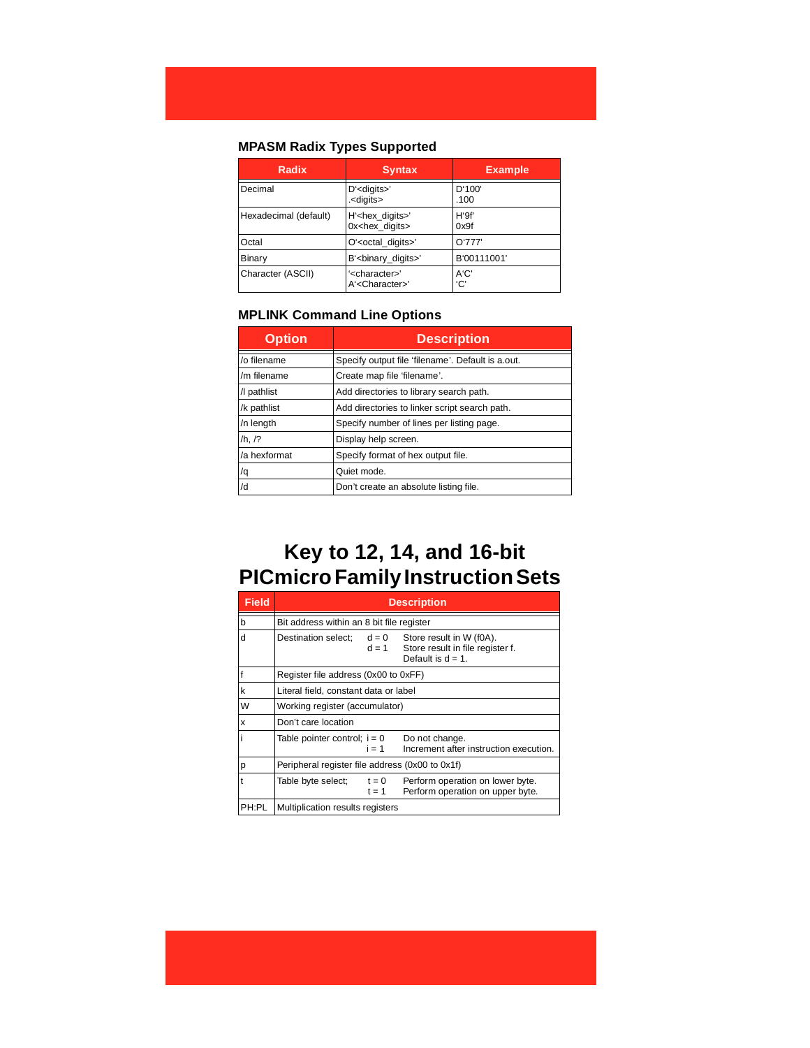### MPASM Radix Types Supported

| Radix | Syntax | Example |
|---|---|---|
| Decimal | D'<digits>'<br>.<digits> | D'100'<br>.100 |
| Hexadecimal (default) | H'<hex_digits>'<br>0x<hex_digits> | H'9f'<br>0x9f |
| Octal | O'<octal_digits>' | O'777' |
| Binary | B'<binary_digits>' | B'00111001' |
| Character (ASCII) | '<character>'<br>A'<Character>' | A'C'<br>'C' |

### MPLINK Command Line Options

| Option | Description |
|---|---|
| /o filename | Specify output file 'filename'. Default is a.out. |
| /m filename | Create map file 'filename'. |
| /l pathlist | Add directories to library search path. |
| /k pathlist | Add directories to linker script search path. |
| /n length | Specify number of lines per listing page. |
| /h, /? | Display help screen. |
| /a hexformat | Specify format of hex output file. |
| /q | Quiet mode. |
| /d | Don't create an absolute listing file. |

# Key to 12, 14, and 16-bit PICmicro Family Instruction Sets

| Field | Description |
|---|---|
| b | Bit address within an 8 bit file register |
| d | Destination select; d = 0 Store result in W (f0A).<br>d = 1 Store result in file register f.<br>Default is d = 1. |
| f | Register file address (0x00 to 0xFF) |
| k | Literal field, constant data or label |
| W | Working register (accumulator) |
| x | Don't care location |
| i | Table pointer control; i = 0 Do not change.<br>i = 1 Increment after instruction execution. |
| p | Peripheral register file address (0x00 to 0x1f) |
| t | Table byte select; t = 0 Perform operation on lower byte.<br>t = 1 Perform operation on upper byte. |
| PH:PL | Multiplication results registers |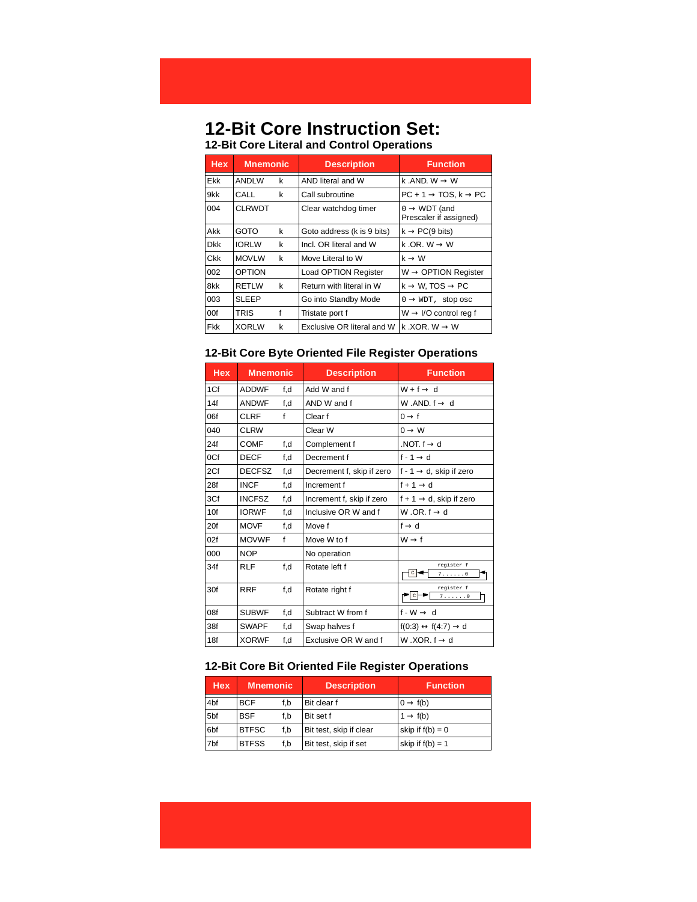# 12-Bit Core Instruction Set:

## 12-Bit Core Literal and Control Operations

| Hex | Mnemonic | | Description | Function |
|---|---|---|---|---|
| Ekk | ANDLW | k | AND literal and W | k .AND. W → W |
| 9kk | CALL | k | Call subroutine | PC + 1 → TOS, k → PC |
| 004 | CLRWDT | | Clear watchdog timer | 0 → WDT (and Prescaler if assigned) |
| Akk | GOTO | k | Goto address (k is 9 bits) | k → PC(9 bits) |
| Dkk | IORLW | k | Incl. OR literal and W | k .OR. W → W |
| Ckk | MOVLW | k | Move Literal to W | k → W |
| 002 | OPTION | | Load OPTION Register | W → OPTION Register |
| 8kk | RETLW | k | Return with literal in W | k → W, TOS → PC |
| 003 | SLEEP | | Go into Standby Mode | 0 → WDT, stop osc |
| 00f | TRIS | f | Tristate port f | W → I/O control reg f |
| Fkk | XORLW | k | Exclusive OR literal and W | k .XOR. W → W |

## 12-Bit Core Byte Oriented File Register Operations

| Hex | Mnemonic | | Description | Function |
|---|---|---|---|---|
| 1Cf | ADDWF | f,d | Add W and f | W + f → d |
| 14f | ANDWF | f,d | AND W and f | W .AND. f → d |
| 06f | CLRF | f | Clear f | 0 → f |
| 040 | CLRW | | Clear W | 0 → W |
| 24f | COMF | f,d | Complement f | .NOT. f → d |
| 0Cf | DECF | f,d | Decrement f | f - 1 → d |
| 2Cf | DECFSZ | f,d | Decrement f, skip if zero | f - 1 → d, skip if zero |
| 28f | INCF | f,d | Increment f | f + 1 → d |
| 3Cf | INCFSZ | f,d | Increment f, skip if zero | f + 1 → d, skip if zero |
| 10f | IORWF | f,d | Inclusive OR W and f | W .OR. f → d |
| 20f | MOVF | f,d | Move f | f → d |
| 02f | MOVWF | f | Move W to f | W → f |
| 000 | NOP | | No operation | |
| 34f | RLF | f,d | Rotate left f | C ← register f (7......0) ← |
| 30f | RRF | f,d | Rotate right f | → C → register f (7......0) |
| 08f | SUBWF | f,d | Subtract W from f | f - W → d |
| 38f | SWAPF | f,d | Swap halves f | f(0:3) ↔ f(4:7) → d |
| 18f | XORWF | f,d | Exclusive OR W and f | W .XOR. f → d |

## 12-Bit Core Bit Oriented File Register Operations

| Hex | Mnemonic | | Description | Function |
|---|---|---|---|---|
| 4bf | BCF | f,b | Bit clear f | 0 → f(b) |
| 5bf | BSF | f,b | Bit set f | 1 → f(b) |
| 6bf | BTFSC | f,b | Bit test, skip if clear | skip if f(b) = 0 |
| 7bf | BTFSS | f,b | Bit test, skip if set | skip if f(b) = 1 |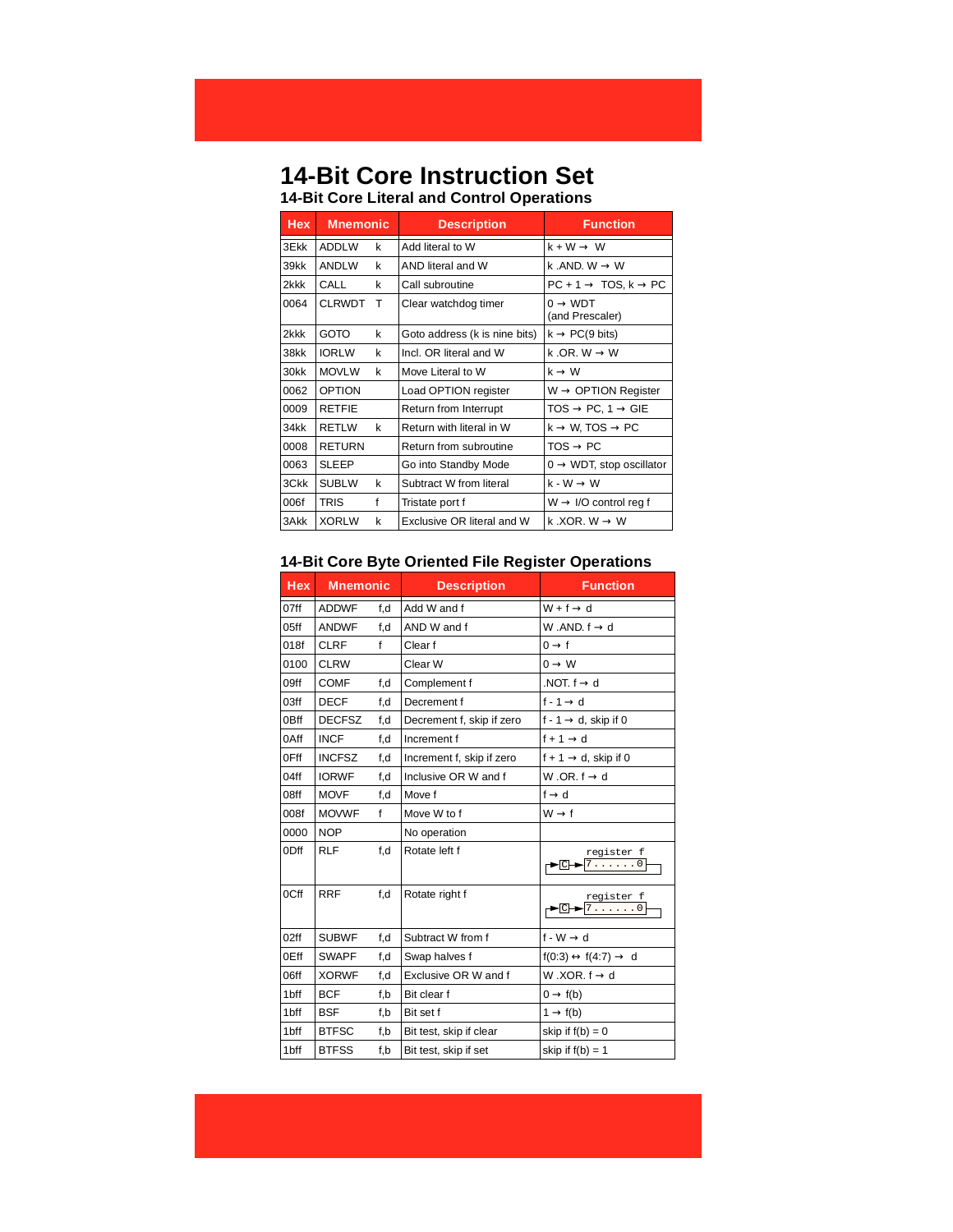# 14-Bit Core Instruction Set

## 14-Bit Core Literal and Control Operations

| Hex | Mnemonic | | Description | Function |
|---|---|---|---|---|
| 3Ekk | ADDLW | k | Add literal to W | k + W → W |
| 39kk | ANDLW | k | AND literal and W | k .AND. W → W |
| 2kkk | CALL | k | Call subroutine | PC + 1 → TOS, k → PC |
| 0064 | CLRWDT | T | Clear watchdog timer | 0 → WDT (and Prescaler) |
| 2kkk | GOTO | k | Goto address (k is nine bits) | k → PC(9 bits) |
| 38kk | IORLW | k | Incl. OR literal and W | k .OR. W → W |
| 30kk | MOVLW | k | Move Literal to W | k → W |
| 0062 | OPTION | | Load OPTION register | W → OPTION Register |
| 0009 | RETFIE | | Return from Interrupt | TOS → PC, 1 → GIE |
| 34kk | RETLW | k | Return with literal in W | k → W, TOS → PC |
| 0008 | RETURN | | Return from subroutine | TOS → PC |
| 0063 | SLEEP | | Go into Standby Mode | 0 → WDT, stop oscillator |
| 3Ckk | SUBLW | k | Subtract W from literal | k - W → W |
| 006f | TRIS | f | Tristate port f | W → I/O control reg f |
| 3Akk | XORLW | k | Exclusive OR literal and W | k .XOR. W → W |

## 14-Bit Core Byte Oriented File Register Operations

| Hex | Mnemonic | | Description | Function |
|---|---|---|---|---|
| 07ff | ADDWF | f,d | Add W and f | W + f → d |
| 05ff | ANDWF | f,d | AND W and f | W .AND. f → d |
| 018f | CLRF | f | Clear f | 0 → f |
| 0100 | CLRW | | Clear W | 0 → W |
| 09ff | COMF | f,d | Complement f | .NOT. f → d |
| 03ff | DECF | f,d | Decrement f | f - 1 → d |
| 0Bff | DECFSZ | f,d | Decrement f, skip if zero | f - 1 → d, skip if 0 |
| 0Aff | INCF | f,d | Increment f | f + 1 → d |
| 0Fff | INCFSZ | f,d | Increment f, skip if zero | f + 1 → d, skip if 0 |
| 04ff | IORWF | f,d | Inclusive OR W and f | W .OR. f → d |
| 08ff | MOVF | f,d | Move f | f → d |
| 008f | MOVWF | f | Move W to f | W → f |
| 0000 | NOP | | No operation | |
| 0Dff | RLF | f,d | Rotate left f | register f: C ← 7......0 |
| 0Cff | RRF | f,d | Rotate right f | register f: C → 7......0 |
| 02ff | SUBWF | f,d | Subtract W from f | f - W → d |
| 0Eff | SWAPF | f,d | Swap halves f | f(0:3) ↔ f(4:7) → d |
| 06ff | XORWF | f,d | Exclusive OR W and f | W .XOR. f → d |
| 1bff | BCF | f,b | Bit clear f | 0 → f(b) |
| 1bff | BSF | f,b | Bit set f | 1 → f(b) |
| 1bff | BTFSC | f,b | Bit test, skip if clear | skip if f(b) = 0 |
| 1bff | BTFSS | f,b | Bit test, skip if set | skip if f(b) = 1 |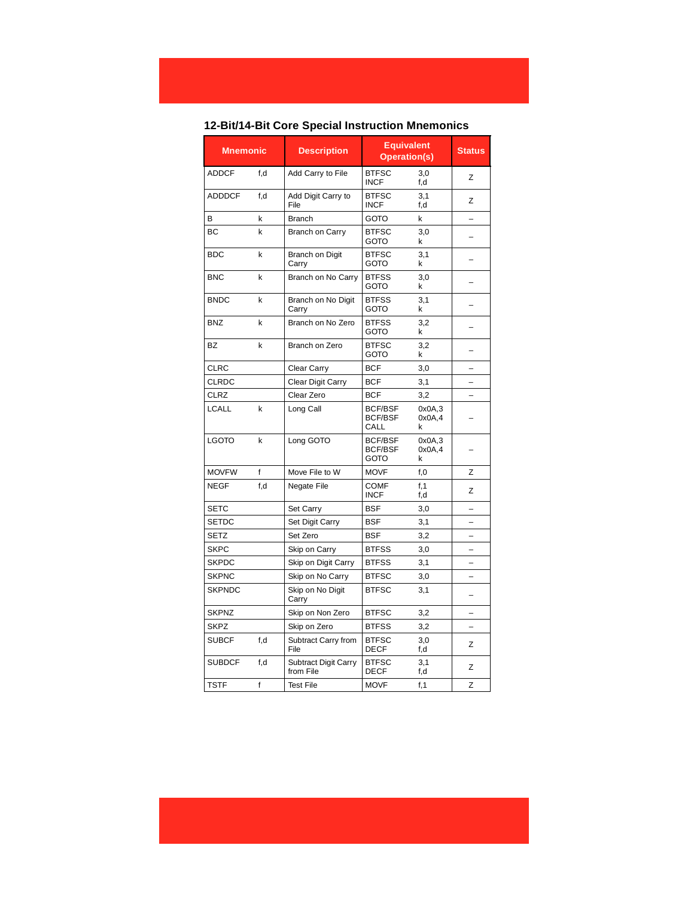## 12-Bit/14-Bit Core Special Instruction Mnemonics

| Mnemonic | | Description | Equivalent Operation(s) | | Status |
|---|---|---|---|---|---|
| ADDCF | f,d | Add Carry to File | BTFSC<br>INCF | 3,0<br>f,d | Z |
| ADDDCF | f,d | Add Digit Carry to File | BTFSC<br>INCF | 3,1<br>f,d | Z |
| B | k | Branch | GOTO | k | – |
| BC | k | Branch on Carry | BTFSC<br>GOTO | 3,0<br>k | – |
| BDC | k | Branch on Digit Carry | BTFSC<br>GOTO | 3,1<br>k | – |
| BNC | k | Branch on No Carry | BTFSS<br>GOTO | 3,0<br>k | – |
| BNDC | k | Branch on No Digit Carry | BTFSS<br>GOTO | 3,1<br>k | – |
| BNZ | k | Branch on No Zero | BTFSS<br>GOTO | 3,2<br>k | – |
| BZ | k | Branch on Zero | BTFSC<br>GOTO | 3,2<br>k | – |
| CLRC | | Clear Carry | BCF | 3,0 | – |
| CLRDC | | Clear Digit Carry | BCF | 3,1 | – |
| CLRZ | | Clear Zero | BCF | 3,2 | – |
| LCALL | k | Long Call | BCF/BSF<br>BCF/BSF<br>CALL | 0x0A,3<br>0x0A,4<br>k | – |
| LGOTO | k | Long GOTO | BCF/BSF<br>BCF/BSF<br>GOTO | 0x0A,3<br>0x0A,4<br>k | – |
| MOVFW | f | Move File to W | MOVF | f,0 | Z |
| NEGF | f,d | Negate File | COMF<br>INCF | f,1<br>f,d | Z |
| SETC | | Set Carry | BSF | 3,0 | – |
| SETDC | | Set Digit Carry | BSF | 3,1 | – |
| SETZ | | Set Zero | BSF | 3,2 | – |
| SKPC | | Skip on Carry | BTFSS | 3,0 | – |
| SKPDC | | Skip on Digit Carry | BTFSS | 3,1 | – |
| SKPNC | | Skip on No Carry | BTFSC | 3,0 | – |
| SKPNDC | | Skip on No Digit Carry | BTFSC | 3,1 | – |
| SKPNZ | | Skip on Non Zero | BTFSC | 3,2 | – |
| SKPZ | | Skip on Zero | BTFSS | 3,2 | – |
| SUBCF | f,d | Subtract Carry from File | BTFSC<br>DECF | 3,0<br>f,d | Z |
| SUBDCF | f,d | Subtract Digit Carry from File | BTFSC<br>DECF | 3,1<br>f,d | Z |
| TSTF | f | Test File | MOVF | f,1 | Z |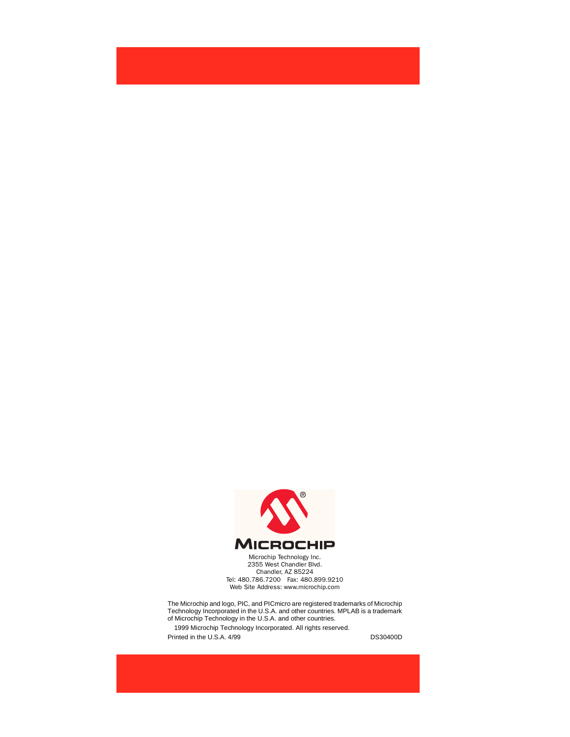MICROCHIP

Microchip Technology Inc.
2355 West Chandler Blvd.
Chandler, AZ 85224
Tel: 480.786.7200 Fax: 480.899.9210
Web Site Address: www.microchip.com

The Microchip and logo, PIC, and PICmicro are registered trademarks of Microchip Technology Incorporated in the U.S.A. and other countries. MPLAB is a trademark of Microchip Technology in the U.S.A. and other countries.

1999 Microchip Technology Incorporated. All rights reserved.

Printed in the U.S.A. 4/99 DS30400D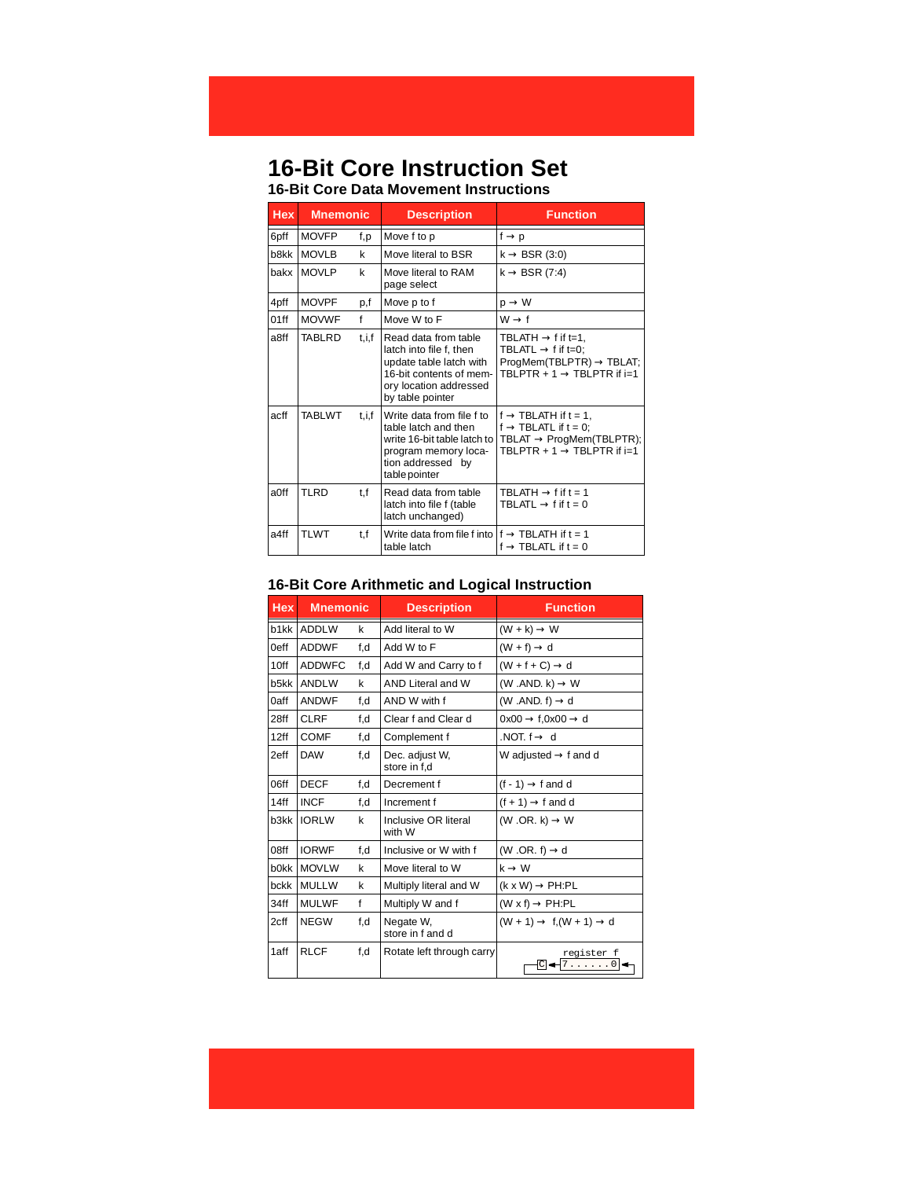# 16-Bit Core Instruction Set

## 16-Bit Core Data Movement Instructions

| Hex | Mnemonic | | Description | Function |
|---|---|---|---|---|
| 6pff | MOVFP | f,p | Move f to p | f → p |
| b8kk | MOVLB | k | Move literal to BSR | k → BSR (3:0) |
| bakx | MOVLP | k | Move literal to RAM page select | k → BSR (7:4) |
| 4pff | MOVPF | p,f | Move p to f | p → W |
| 01ff | MOVWF | f | Move W to F | W → f |
| a8ff | TABLRD | t,i,f | Read data from table latch into file f, then update table latch with 16-bit contents of memory location addressed by table pointer | TBLATH → f if t=1, TBLATL → f if t=0; ProgMem(TBLPTR) → TBLAT; TBLPTR + 1 → TBLPTR if i=1 |
| acff | TABLWT | t,i,f | Write data from file f to table latch and then write 16-bit table latch to program memory location addressed by table pointer | f → TBLATH if t = 1, f → TBLATL if t = 0; TBLAT → ProgMem(TBLPTR); TBLPTR + 1 → TBLPTR if i=1 |
| a0ff | TLRD | t,f | Read data from table latch into file f (table latch unchanged) | TBLATH → f if t = 1 TBLATL → f if t = 0 |
| a4ff | TLWT | t,f | Write data from file f into table latch | f → TBLATH if t = 1 f → TBLATL if t = 0 |

## 16-Bit Core Arithmetic and Logical Instruction

| Hex | Mnemonic | | Description | Function |
|---|---|---|---|---|
| b1kk | ADDLW | k | Add literal to W | (W + k) → W |
| 0eff | ADDWF | f,d | Add W to F | (W + f) → d |
| 10ff | ADDWFC | f,d | Add W and Carry to f | (W + f + C) → d |
| b5kk | ANDLW | k | AND Literal and W | (W .AND. k) → W |
| 0aff | ANDWF | f,d | AND W with f | (W .AND. f) → d |
| 28ff | CLRF | f,d | Clear f and Clear d | 0x00 → f,0x00 → d |
| 12ff | COMF | f,d | Complement f | .NOT. f → d |
| 2eff | DAW | f,d | Dec. adjust W, store in f,d | W adjusted → f and d |
| 06ff | DECF | f,d | Decrement f | (f - 1) → f and d |
| 14ff | INCF | f,d | Increment f | (f + 1) → f and d |
| b3kk | IORLW | k | Inclusive OR literal with W | (W .OR. k) → W |
| 08ff | IORWF | f,d | Inclusive or W with f | (W .OR. f) → d |
| b0kk | MOVLW | k | Move literal to W | k → W |
| bckk | MULLW | k | Multiply literal and W | (k x W) → PH:PL |
| 34ff | MULWF | f | Multiply W and f | (W x f) → PH:PL |
| 2cff | NEGW | f,d | Negate W, store in f and d | (W + 1) → f,(W + 1) → d |
| 1aff | RLCF | f,d | Rotate left through carry | register f: C ← 7......0 ← (rotate through carry) |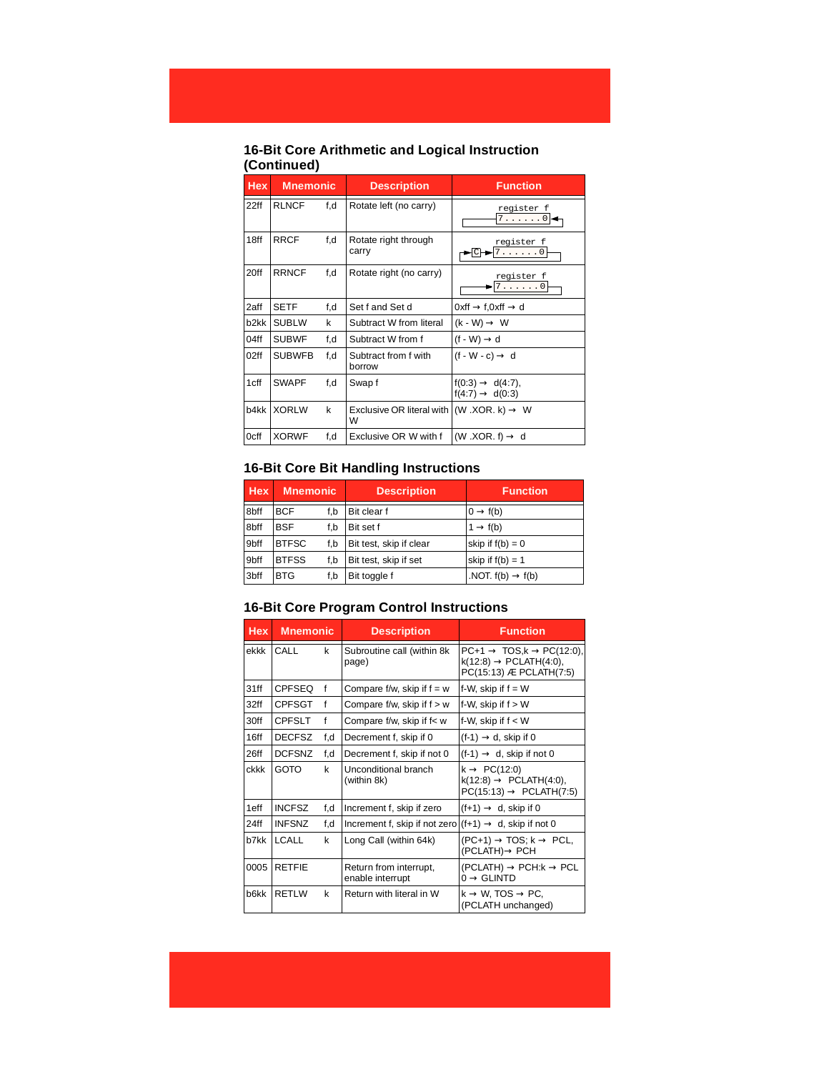## 16-Bit Core Arithmetic and Logical Instruction (Continued)

| Hex | Mnemonic | | Description | Function |
|---|---|---|---|---|
| 22ff | RLNCF | f,d | Rotate left (no carry) | register f 7......0 |
| 18ff | RRCF | f,d | Rotate right through carry | register f C 7......0 |
| 20ff | RRNCF | f,d | Rotate right (no carry) | register f 7......0 |
| 2aff | SETF | f,d | Set f and Set d | 0xff → f,0xff → d |
| b2kk | SUBLW | k | Subtract W from literal | (k - W) → W |
| 04ff | SUBWF | f,d | Subtract W from f | (f - W) → d |
| 02ff | SUBWFB | f,d | Subtract from f with borrow | (f - W - c) → d |
| 1cff | SWAPF | f,d | Swap f | f(0:3) → d(4:7), f(4:7) → d(0:3) |
| b4kk | XORLW | k | Exclusive OR literal with W | (W .XOR. k) → W |
| 0cff | XORWF | f,d | Exclusive OR W with f | (W .XOR. f) → d |

## 16-Bit Core Bit Handling Instructions

| Hex | Mnemonic | | Description | Function |
|---|---|---|---|---|
| 8bff | BCF | f,b | Bit clear f | 0 → f(b) |
| 8bff | BSF | f,b | Bit set f | 1 → f(b) |
| 9bff | BTFSC | f,b | Bit test, skip if clear | skip if f(b) = 0 |
| 9bff | BTFSS | f,b | Bit test, skip if set | skip if f(b) = 1 |
| 3bff | BTG | f,b | Bit toggle f | .NOT. f(b) → f(b) |

## 16-Bit Core Program Control Instructions

| Hex | Mnemonic | | Description | Function |
|---|---|---|---|---|
| ekkk | CALL | k | Subroutine call (within 8k page) | PC+1 → TOS,k → PC(12:0), k(12:8) → PCLATH(4:0), PC(15:13) Æ PCLATH(7:5) |
| 31ff | CPFSEQ | f | Compare f/w, skip if f = w | f-W, skip if f = W |
| 32ff | CPFSGT | f | Compare f/w, skip if f > w | f-W, skip if f > W |
| 30ff | CPFSLT | f | Compare f/w, skip if f< w | f-W, skip if f < W |
| 16ff | DECFSZ | f,d | Decrement f, skip if 0 | (f-1) → d, skip if 0 |
| 26ff | DCFSNZ | f,d | Decrement f, skip if not 0 | (f-1) → d, skip if not 0 |
| ckkk | GOTO | k | Unconditional branch (within 8k) | k → PC(12:0) k(12:8) → PCLATH(4:0), PC(15:13) → PCLATH(7:5) |
| 1eff | INCFSZ | f,d | Increment f, skip if zero | (f+1) → d, skip if 0 |
| 24ff | INFSNZ | f,d | Increment f, skip if not zero | (f+1) → d, skip if not 0 |
| b7kk | LCALL | k | Long Call (within 64k) | (PC+1) → TOS; k → PCL, (PCLATH)→ PCH |
| 0005 | RETFIE | | Return from interrupt, enable interrupt | (PCLATH) → PCH:k → PCL 0 → GLINTD |
| b6kk | RETLW | k | Return with literal in W | k → W, TOS → PC, (PCLATH unchanged) |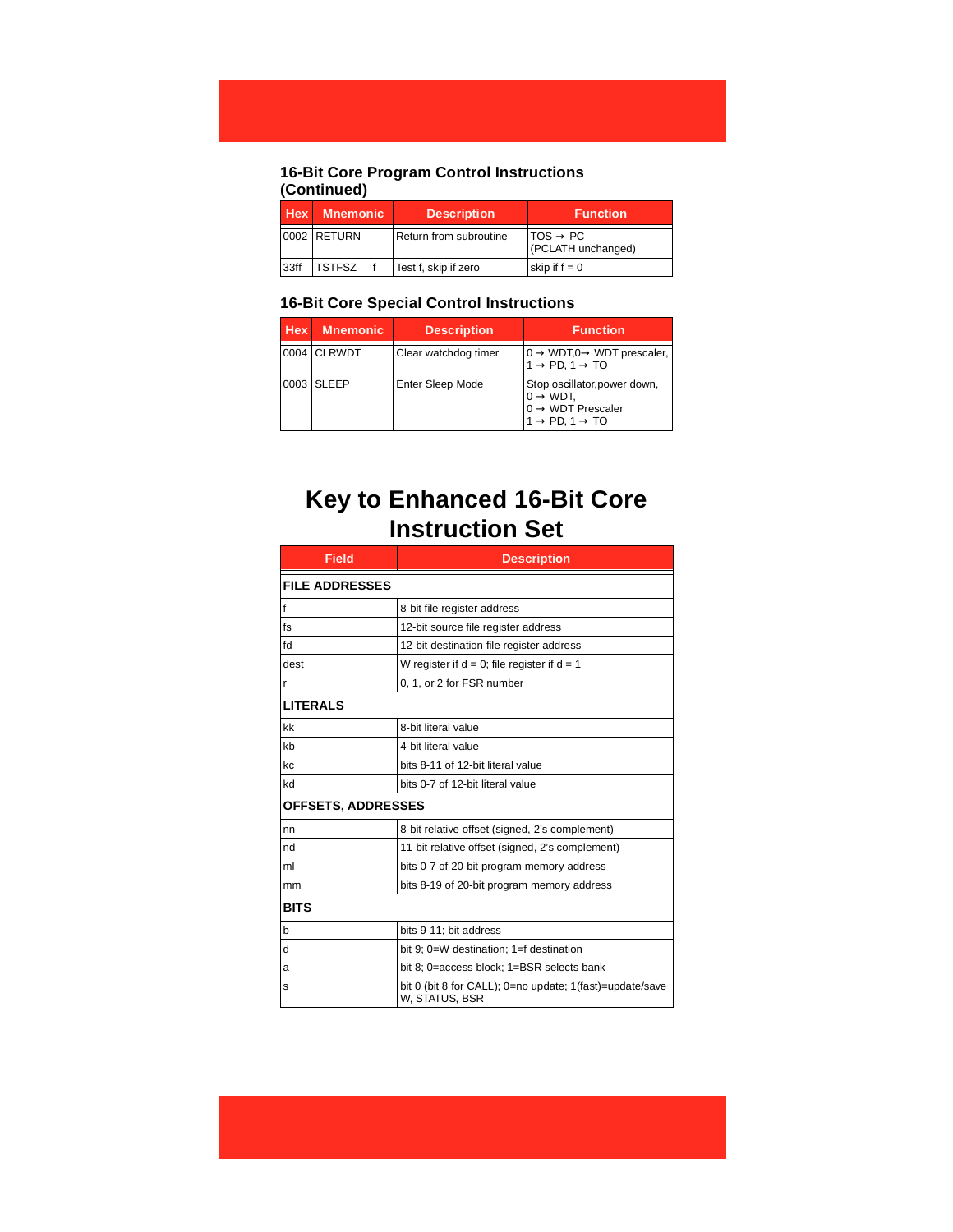### 16-Bit Core Program Control Instructions (Continued)

| Hex | Mnemonic | Description | Function |
|---|---|---|---|
| 0002 | RETURN | Return from subroutine | TOS → PC (PCLATH unchanged) |
| 33ff | TSTFSZ f | Test f, skip if zero | skip if f = 0 |

### 16-Bit Core Special Control Instructions

| Hex | Mnemonic | Description | Function |
|---|---|---|---|
| 0004 | CLRWDT | Clear watchdog timer | 0 → WDT,0→ WDT prescaler, 1 → PD, 1 → TO |
| 0003 | SLEEP | Enter Sleep Mode | Stop oscillator,power down, 0 → WDT, 0 → WDT Prescaler 1 → PD, 1 → TO |

# Key to Enhanced 16-Bit Core Instruction Set

| Field | Description |
|---|---|
| **FILE ADDRESSES** | |
| f | 8-bit file register address |
| fs | 12-bit source file register address |
| fd | 12-bit destination file register address |
| dest | W register if d = 0; file register if d = 1 |
| r | 0, 1, or 2 for FSR number |
| **LITERALS** | |
| kk | 8-bit literal value |
| kb | 4-bit literal value |
| kc | bits 8-11 of 12-bit literal value |
| kd | bits 0-7 of 12-bit literal value |
| **OFFSETS, ADDRESSES** | |
| nn | 8-bit relative offset (signed, 2's complement) |
| nd | 11-bit relative offset (signed, 2's complement) |
| ml | bits 0-7 of 20-bit program memory address |
| mm | bits 8-19 of 20-bit program memory address |
| **BITS** | |
| b | bits 9-11; bit address |
| d | bit 9; 0=W destination; 1=f destination |
| a | bit 8; 0=access block; 1=BSR selects bank |
| s | bit 0 (bit 8 for CALL); 0=no update; 1(fast)=update/save W, STATUS, BSR |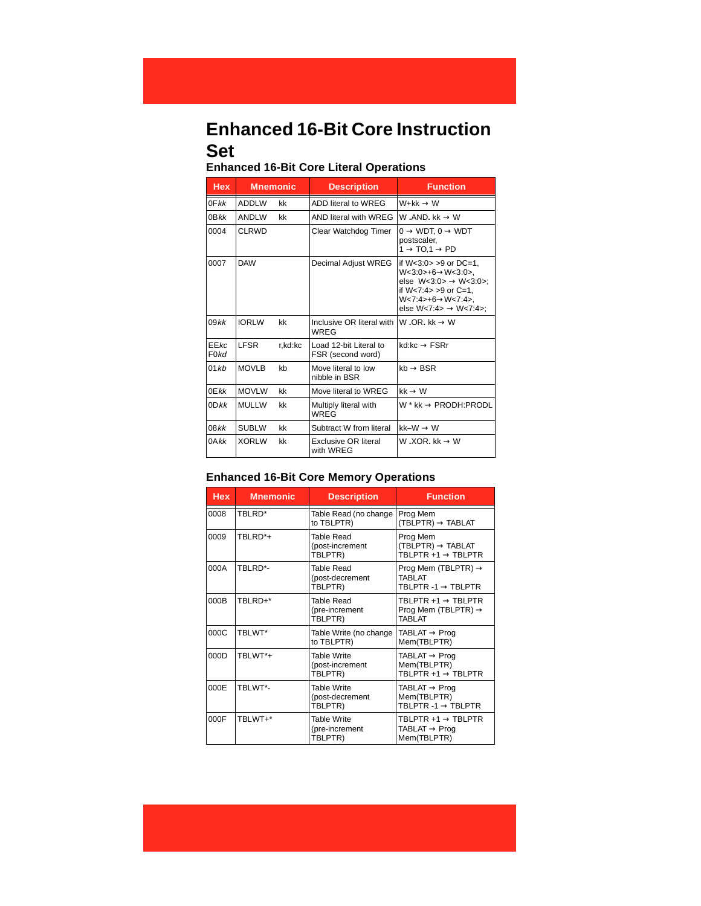# Enhanced 16-Bit Core Instruction Set

### Enhanced 16-Bit Core Literal Operations

| Hex | Mnemonic | | Description | Function |
|---|---|---|---|---|
| 0F*kk* | ADDLW | kk | ADD literal to WREG | W+kk → W |
| 0B*kk* | ANDLW | kk | AND literal with WREG | W .AND. kk → W |
| 0004 | CLRWD | | Clear Watchdog Timer | 0 → WDT, 0 → WDT postscaler, 1 → TO,1 → PD |
| 0007 | DAW | | Decimal Adjust WREG | if W<3:0> >9 or DC=1, W<3:0>+6→W<3:0>, else W<3:0> → W<3:0>; if W<7:4> >9 or C=1, W<7:4>+6→W<7:4>, else W<7:4> → W<7:4>; |
| 09*kk* | IORLW | kk | Inclusive OR literal with WREG | W .OR. kk → W |
| EE*kc* F0*kd* | LFSR | r,kd:kc | Load 12-bit Literal to FSR (second word) | kd:kc → FSRr |
| 01*kb* | MOVLB | kb | Move literal to low nibble in BSR | kb → BSR |
| 0E*kk* | MOVLW | kk | Move literal to WREG | kk → W |
| 0D*kk* | MULLW | kk | Multiply literal with WREG | W * kk → PRODH:PRODL |
| 08*kk* | SUBLW | kk | Subtract W from literal | kk–W → W |
| 0A*kk* | XORLW | kk | Exclusive OR literal with WREG | W .XOR. kk → W |

### Enhanced 16-Bit Core Memory Operations

| Hex | Mnemonic | Description | Function |
|---|---|---|---|
| 0008 | TBLRD* | Table Read (no change to TBLPTR) | Prog Mem (TBLPTR) → TABLAT |
| 0009 | TBLRD*+ | Table Read (post-increment TBLPTR) | Prog Mem (TBLPTR) → TABLAT TBLPTR +1 → TBLPTR |
| 000A | TBLRD*- | Table Read (post-decrement TBLPTR) | Prog Mem (TBLPTR) → TABLAT TBLPTR -1 → TBLPTR |
| 000B | TBLRD+* | Table Read (pre-increment TBLPTR) | TBLPTR +1 → TBLPTR Prog Mem (TBLPTR) → TABLAT |
| 000C | TBLWT* | Table Write (no change to TBLPTR) | TABLAT → Prog Mem(TBLPTR) |
| 000D | TBLWT*+ | Table Write (post-increment TBLPTR) | TABLAT → Prog Mem(TBLPTR) TBLPTR +1 → TBLPTR |
| 000E | TBLWT*- | Table Write (post-decrement TBLPTR) | TABLAT → Prog Mem(TBLPTR) TBLPTR -1 → TBLPTR |
| 000F | TBLWT+* | Table Write (pre-increment TBLPTR) | TBLPTR +1 → TBLPTR TABLAT → Prog Mem(TBLPTR) |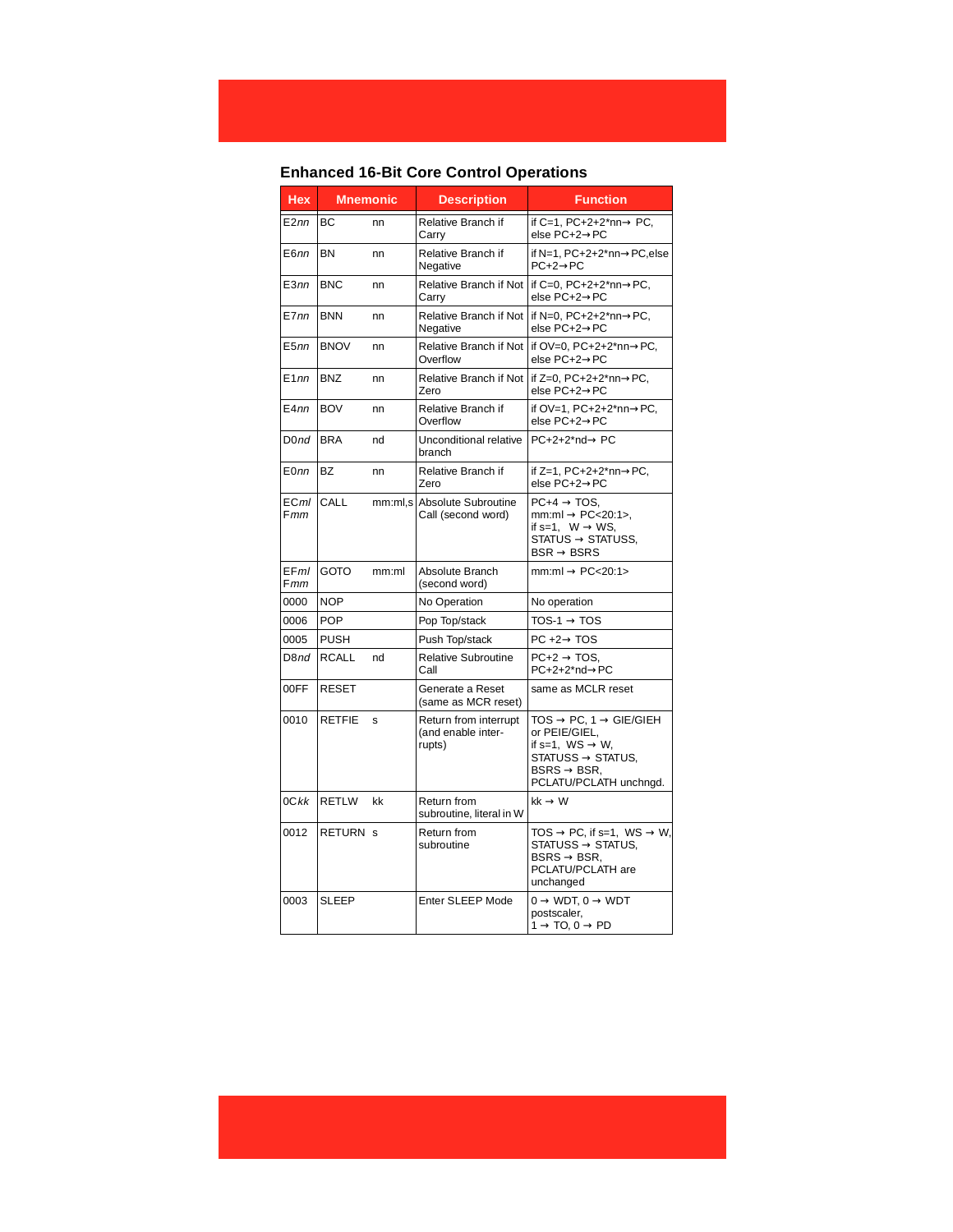## Enhanced 16-Bit Core Control Operations

| Hex | Mnemonic | | Description | Function |
|---|---|---|---|---|
| E2*nn* | BC | nn | Relative Branch if Carry | if C=1, PC+2+2*nn→ PC, else PC+2→PC |
| E6*nn* | BN | nn | Relative Branch if Negative | if N=1, PC+2+2*nn→PC,else PC+2→PC |
| E3*nn* | BNC | nn | Relative Branch if Not Carry | if C=0, PC+2+2*nn→PC, else PC+2→PC |
| E7*nn* | BNN | nn | Relative Branch if Not Negative | if N=0, PC+2+2*nn→PC, else PC+2→PC |
| E5*nn* | BNOV | nn | Relative Branch if Not Overflow | if OV=0, PC+2+2*nn→PC, else PC+2→PC |
| E1*nn* | BNZ | nn | Relative Branch if Not Zero | if Z=0, PC+2+2*nn→PC, else PC+2→PC |
| E4*nn* | BOV | nn | Relative Branch if Overflow | if OV=1, PC+2+2*nn→PC, else PC+2→PC |
| D0*nd* | BRA | nd | Unconditional relative branch | PC+2+2*nd→ PC |
| E0*nn* | BZ | nn | Relative Branch if Zero | if Z=1, PC+2+2*nn→PC, else PC+2→PC |
| EC*ml* F*mm* | CALL | mm:ml,s | Absolute Subroutine Call (second word) | PC+4 → TOS, mm:ml → PC<20:1>, if s=1, W → WS, STATUS → STATUSS, BSR → BSRS |
| EF*ml* F*mm* | GOTO | mm:ml | Absolute Branch (second word) | mm:ml → PC<20:1> |
| 0000 | NOP | | No Operation | No operation |
| 0006 | POP | | Pop Top/stack | TOS-1 → TOS |
| 0005 | PUSH | | Push Top/stack | PC +2→ TOS |
| D8*nd* | RCALL | nd | Relative Subroutine Call | PC+2 → TOS, PC+2+2*nd→PC |
| 00FF | RESET | | Generate a Reset (same as MCR reset) | same as MCLR reset |
| 0010 | RETFIE | s | Return from interrupt (and enable interrupts) | TOS → PC, 1 → GIE/GIEH or PEIE/GIEL, if s=1, WS → W, STATUSS → STATUS, BSRS → BSR, PCLATU/PCLATH unchngd. |
| 0C*kk* | RETLW | kk | Return from subroutine, literal in W | kk → W |
| 0012 | RETURN | s | Return from subroutine | TOS → PC, if s=1, WS → W, STATUSS → STATUS, BSRS → BSR, PCLATU/PCLATH are unchanged |
| 0003 | SLEEP | | Enter SLEEP Mode | 0 → WDT, 0 → WDT postscaler, 1 → TO, 0 → PD |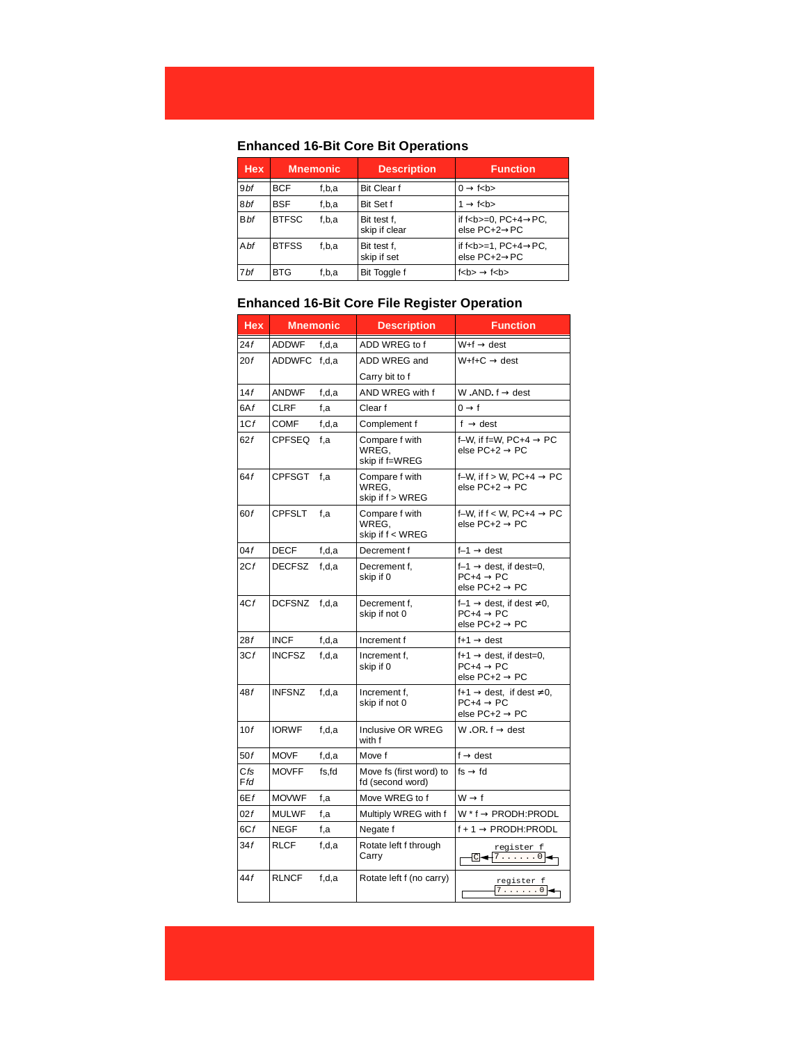## Enhanced 16-Bit Core Bit Operations

| Hex | Mnemonic | | Description | Function |
|---|---|---|---|---|
| 9*bf* | BCF | f,b,a | Bit Clear f | 0 → f<b> |
| 8*bf* | BSF | f,b,a | Bit Set f | 1 → f<b> |
| B*bf* | BTFSC | f,b,a | Bit test f, skip if clear | if f<b>=0, PC+4→PC, else PC+2→PC |
| A*bf* | BTFSS | f,b,a | Bit test f, skip if set | if f<b>=1, PC+4→PC, else PC+2→PC |
| 7*bf* | BTG | f,b,a | Bit Toggle f | f<b> → f<b> |

## Enhanced 16-Bit Core File Register Operation

| Hex | Mnemonic | | Description | Function |
|---|---|---|---|---|
| 24*f* | ADDWF | f,d,a | ADD WREG to f | W+f → dest |
| 20*f* | ADDWFC | f,d,a | ADD WREG and Carry bit to f | W+f+C → dest |
| 14*f* | ANDWF | f,d,a | AND WREG with f | W .AND. f → dest |
| 6A*f* | CLRF | f,a | Clear f | 0 → f |
| 1C*f* | COMF | f,d,a | Complement f | f → dest |
| 62*f* | CPFSEQ | f,a | Compare f with WREG, skip if f=WREG | f–W, if f=W, PC+4 → PC else PC+2 → PC |
| 64*f* | CPFSGT | f,a | Compare f with WREG, skip if f > WREG | f–W, if f > W, PC+4 → PC else PC+2 → PC |
| 60*f* | CPFSLT | f,a | Compare f with WREG, skip if f < WREG | f–W, if f < W, PC+4 → PC else PC+2 → PC |
| 04*f* | DECF | f,d,a | Decrement f | f–1 → dest |
| 2C*f* | DECFSZ | f,d,a | Decrement f, skip if 0 | f–1 → dest, if dest=0, PC+4 → PC else PC+2 → PC |
| 4C*f* | DCFSNZ | f,d,a | Decrement f, skip if not 0 | f–1 → dest, if dest ≠0, PC+4 → PC else PC+2 → PC |
| 28*f* | INCF | f,d,a | Increment f | f+1 → dest |
| 3C*f* | INCFSZ | f,d,a | Increment f, skip if 0 | f+1 → dest, if dest=0, PC+4 → PC else PC+2 → PC |
| 48*f* | INFSNZ | f,d,a | Increment f, skip if not 0 | f+1 → dest, if dest ≠0, PC+4 → PC else PC+2 → PC |
| 10*f* | IORWF | f,d,a | Inclusive OR WREG with f | W .OR. f → dest |
| 50*f* | MOVF | f,d,a | Move f | f → dest |
| C*fs* F*fd* | MOVFF | fs,fd | Move fs (first word) to fd (second word) | fs → fd |
| 6E*f* | MOVWF | f,a | Move WREG to f | W → f |
| 02*f* | MULWF | f,a | Multiply WREG with f | W * f → PRODH:PRODL |
| 6C*f* | NEGF | f,a | Negate f | f + 1 → PRODH:PRODL |
| 34*f* | RLCF | f,d,a | Rotate left f through Carry | register f: C ← 7 . . . . . . 0 ← (through Carry) |
| 44*f* | RLNCF | f,d,a | Rotate left f (no carry) | register f: 7 . . . . . . 0 ← (no carry) |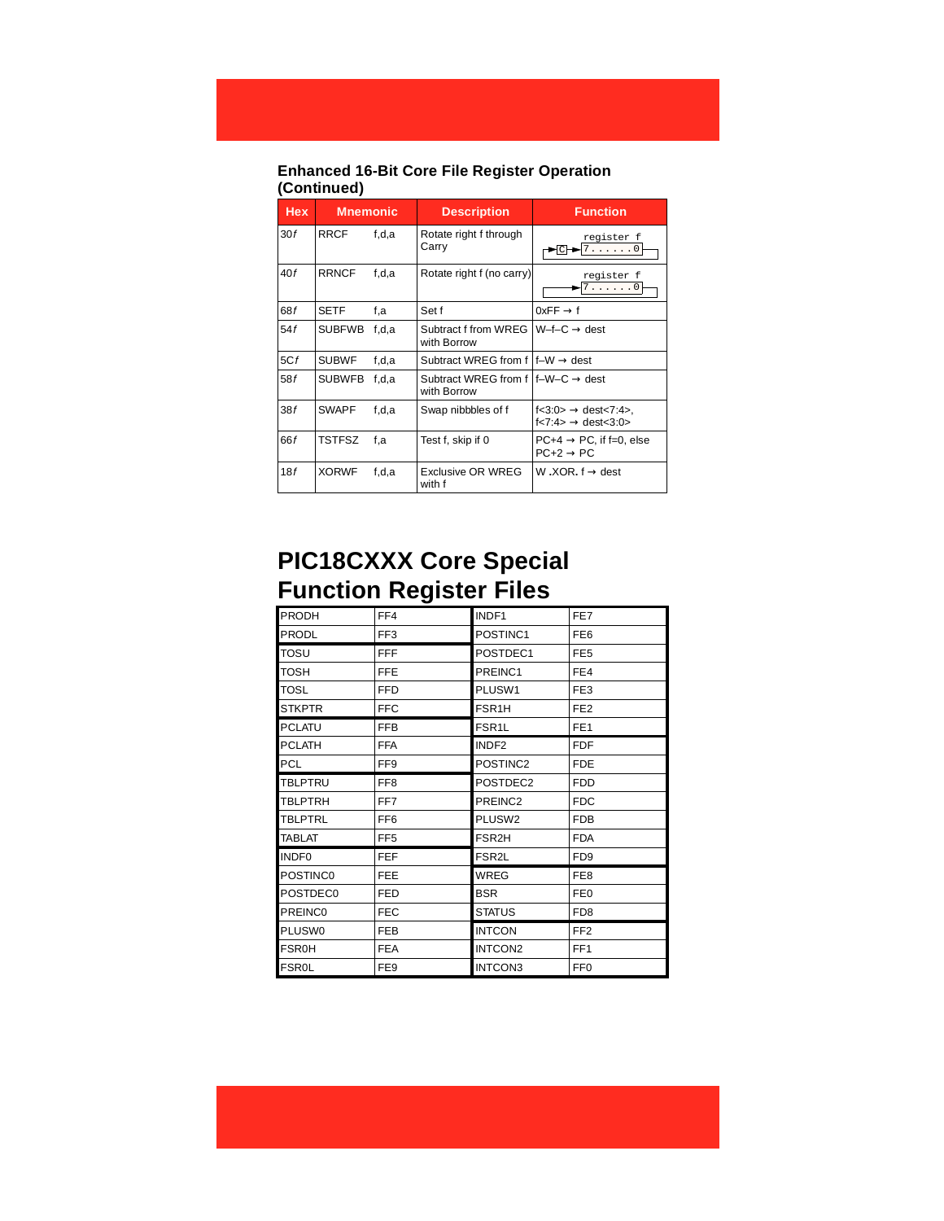### Enhanced 16-Bit Core File Register Operation (Continued)

| Hex | Mnemonic | | Description | Function |
|---|---|---|---|---|
| 30*f* | RRCF | f,d,a | Rotate right f through Carry | register f: C → 7......0 (rotate right through Carry) |
| 40*f* | RRNCF | f,d,a | Rotate right f (no carry) | register f: 7......0 (rotate right) |
| 68*f* | SETF | f,a | Set f | 0xFF → f |
| 54*f* | SUBFWB | f,d,a | Subtract f from WREG with Borrow | W–f–C → dest |
| 5C*f* | SUBWF | f,d,a | Subtract WREG from f | f–W → dest |
| 58*f* | SUBWFB | f,d,a | Subtract WREG from f with Borrow | f–W–C → dest |
| 38*f* | SWAPF | f,d,a | Swap nibbbles of f | f<3:0> → dest<7:4>, f<7:4> → dest<3:0> |
| 66*f* | TSTFSZ | f,a | Test f, skip if 0 | PC+4 → PC, if f=0, else PC+2 → PC |
| 18*f* | XORWF | f,d,a | Exclusive OR WREG with f | W .XOR. f → dest |

# PIC18CXXX Core Special Function Register Files

| | | | |
|---|---|---|---|
| PRODH | FF4 | INDF1 | FE7 |
| PRODL | FF3 | POSTINC1 | FE6 |
| TOSU | FFF | POSTDEC1 | FE5 |
| TOSH | FFE | PREINC1 | FE4 |
| TOSL | FFD | PLUSW1 | FE3 |
| STKPTR | FFC | FSR1H | FE2 |
| PCLATU | FFB | FSR1L | FE1 |
| PCLATH | FFA | INDF2 | FDF |
| PCL | FF9 | POSTINC2 | FDE |
| TBLPTRU | FF8 | POSTDEC2 | FDD |
| TBLPTRH | FF7 | PREINC2 | FDC |
| TBLPTRL | FF6 | PLUSW2 | FDB |
| TABLAT | FF5 | FSR2H | FDA |
| INDF0 | FEF | FSR2L | FD9 |
| POSTINC0 | FEE | WREG | FE8 |
| POSTDEC0 | FED | BSR | FE0 |
| PREINC0 | FEC | STATUS | FD8 |
| PLUSW0 | FEB | INTCON | FF2 |
| FSR0H | FEA | INTCON2 | FF1 |
| FSR0L | FE9 | INTCON3 | FF0 |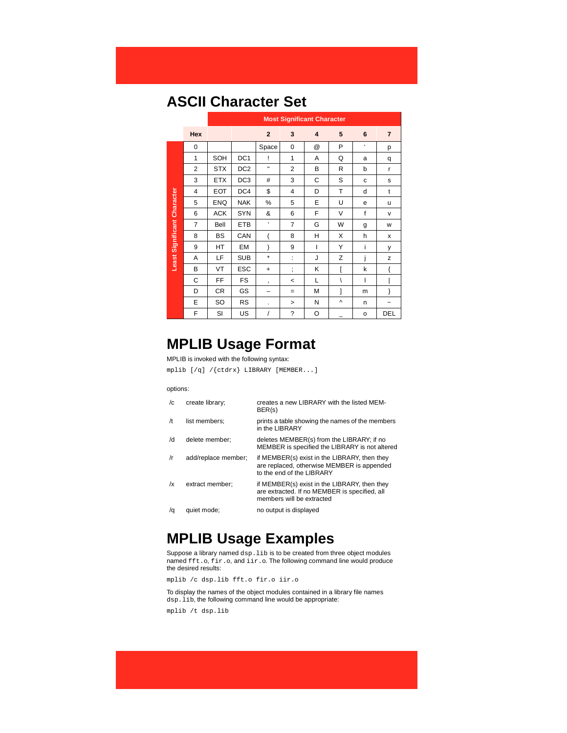## ASCII Character Set

| | Most Significant Character | | | | | | | |
|---|---|---|---|---|---|---|---|---|
| Hex | | | 2 | 3 | 4 | 5 | 6 | 7 |
| 0 | | | Space | 0 | @ | P | ' | p |
| 1 | SOH | DC1 | ! | 1 | A | Q | a | q |
| 2 | STX | DC2 | " | 2 | B | R | b | r |
| 3 | ETX | DC3 | # | 3 | C | S | c | s |
| 4 | EOT | DC4 | $ | 4 | D | T | d | t |
| 5 | ENQ | NAK | % | 5 | E | U | e | u |
| 6 | ACK | SYN | & | 6 | F | V | f | v |
| 7 | Bell | ETB | ' | 7 | G | W | g | w |
| 8 | BS | CAN | ( | 8 | H | X | h | x |
| 9 | HT | EM | ) | 9 | I | Y | i | y |
| A | LF | SUB | * | : | J | Z | j | z |
| B | VT | ESC | + | ; | K | [ | k | { |
| C | FF | FS | , | < | L | \ | l | \| |
| D | CR | GS | – | = | M | ] | m | } |
| E | SO | RS | . | > | N | ^ | n | ~ |
| F | SI | US | / | ? | O | _ | o | DEL |

Least Significant Character

## MPLIB Usage Format

MPLIB is invoked with the following syntax:

```
mplib [/q] /{ctdrx} LIBRARY [MEMBER...]
```

options:

| | | |
|---|---|---|
| /c | create library; | creates a new LIBRARY with the listed MEMBER(s) |
| /t | list members; | prints a table showing the names of the members in the LIBRARY |
| /d | delete member; | deletes MEMBER(s) from the LIBRARY; if no MEMBER is specified the LIBRARY is not altered |
| /r | add/replace member; | if MEMBER(s) exist in the LIBRARY, then they are replaced, otherwise MEMBER is appended to the end of the LIBRARY |
| /x | extract member; | if MEMBER(s) exist in the LIBRARY, then they are extracted. If no MEMBER is specified, all members will be extracted |
| /q | quiet mode; | no output is displayed |

## MPLIB Usage Examples

Suppose a library named `dsp.lib` is to be created from three object modules named `fft.o`, `fir.o`, and `iir.o`. The following command line would produce the desired results:

```
mplib /c dsp.lib fft.o fir.o iir.o
```

To display the names of the object modules contained in a library file names `dsp.lib`, the following command line would be appropriate:

```
mplib /t dsp.lib
```